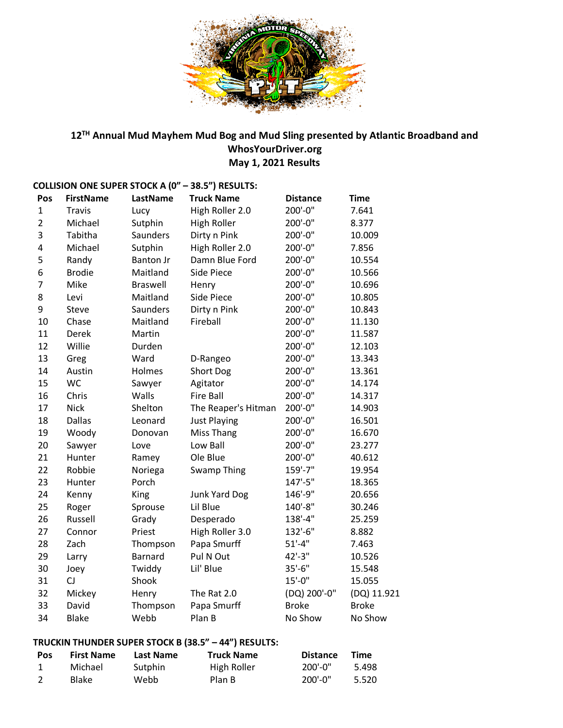# 12[TH] Annual Mud Mayhem Mud Bog and Mud Sling presented by Atlantic Broadband and WhosYourDriver.org

## May 1, 2021 Results

### COLLISION ONE SUPER STOCK A (0" – 38.5") RESULTS:

| Pos | FirstName | LastName | Truck Name | Distance | Time |
|---|---|---|---|---|---|
| 1 | Travis | Lucy | High Roller 2.0 | 200'-0" | 7.641 |
| 2 | Michael | Sutphin | High Roller | 200'-0" | 8.377 |
| 3 | Tabitha | Saunders | Dirty n Pink | 200'-0" | 10.009 |
| 4 | Michael | Sutphin | High Roller 2.0 | 200'-0" | 7.856 |
| 5 | Randy | Banton Jr | Damn Blue Ford | 200'-0" | 10.554 |
| 6 | Brodie | Maitland | Side Piece | 200'-0" | 10.566 |
| 7 | Mike | Braswell | Henry | 200'-0" | 10.696 |
| 8 | Levi | Maitland | Side Piece | 200'-0" | 10.805 |
| 9 | Steve | Saunders | Dirty n Pink | 200'-0" | 10.843 |
| 10 | Chase | Maitland | Fireball | 200'-0" | 11.130 |
| 11 | Derek | Martin | | 200'-0" | 11.587 |
| 12 | Willie | Durden | | 200'-0" | 12.103 |
| 13 | Greg | Ward | D-Rangeo | 200'-0" | 13.343 |
| 14 | Austin | Holmes | Short Dog | 200'-0" | 13.361 |
| 15 | WC | Sawyer | Agitator | 200'-0" | 14.174 |
| 16 | Chris | Walls | Fire Ball | 200'-0" | 14.317 |
| 17 | Nick | Shelton | The Reaper's Hitman | 200'-0" | 14.903 |
| 18 | Dallas | Leonard | Just Playing | 200'-0" | 16.501 |
| 19 | Woody | Donovan | Miss Thang | 200'-0" | 16.670 |
| 20 | Sawyer | Love | Low Ball | 200'-0" | 23.277 |
| 21 | Hunter | Ramey | Ole Blue | 200'-0" | 40.612 |
| 22 | Robbie | Noriega | Swamp Thing | 159'-7" | 19.954 |
| 23 | Hunter | Porch | | 147'-5" | 18.365 |
| 24 | Kenny | King | Junk Yard Dog | 146'-9" | 20.656 |
| 25 | Roger | Sprouse | Lil Blue | 140'-8" | 30.246 |
| 26 | Russell | Grady | Desperado | 138'-4" | 25.259 |
| 27 | Connor | Priest | High Roller 3.0 | 132'-6" | 8.882 |
| 28 | Zach | Thompson | Papa Smurff | 51'-4" | 7.463 |
| 29 | Larry | Barnard | Pul N Out | 42'-3" | 10.526 |
| 30 | Joey | Twiddy | Lil' Blue | 35'-6" | 15.548 |
| 31 | CJ | Shook | | 15'-0" | 15.055 |
| 32 | Mickey | Henry | The Rat 2.0 | (DQ) 200'-0" | (DQ) 11.921 |
| 33 | David | Thompson | Papa Smurff | Broke | Broke |
| 34 | Blake | Webb | Plan B | No Show | No Show |

### TRUCKIN THUNDER SUPER STOCK B (38.5" – 44") RESULTS:

| Pos | First Name | Last Name | Truck Name | Distance | Time |
|---|---|---|---|---|---|
| 1 | Michael | Sutphin | High Roller | 200'-0" | 5.498 |
| 2 | Blake | Webb | Plan B | 200'-0" | 5.520 |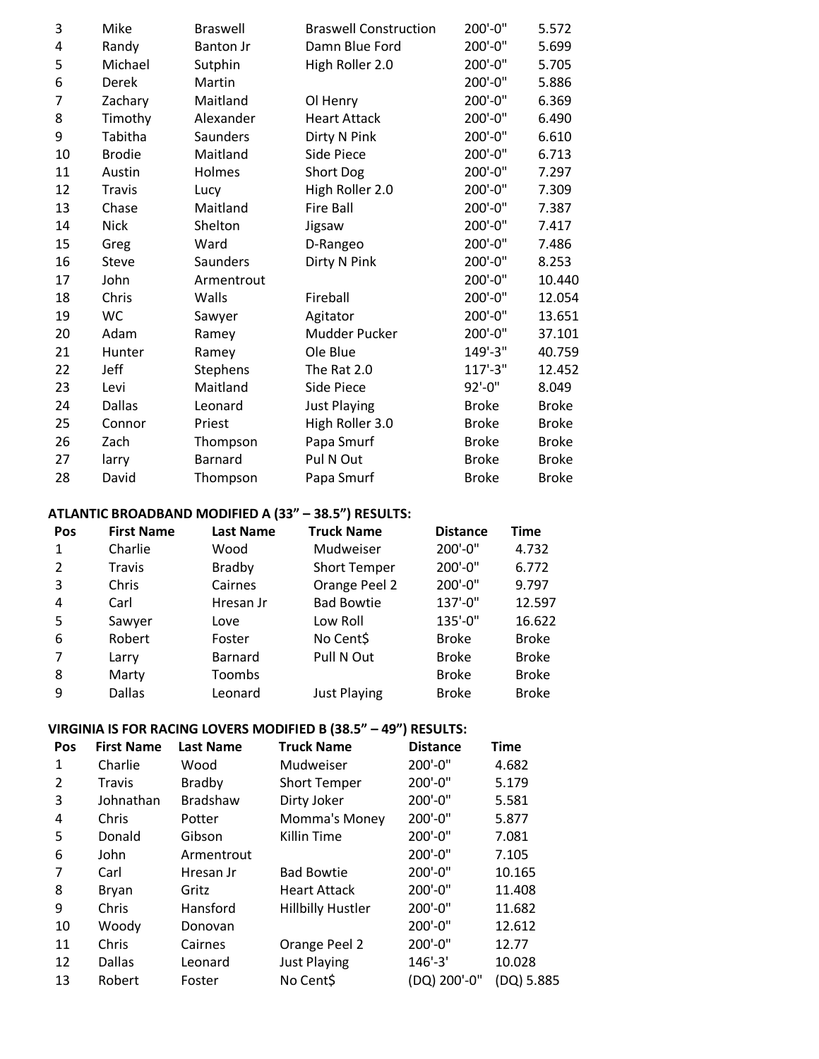| Pos | First Name | Last Name | Truck Name | Distance | Time |
|---|---|---|---|---|---|
| 3 | Mike | Braswell | Braswell Construction | 200'-0" | 5.572 |
| 4 | Randy | Banton Jr | Damn Blue Ford | 200'-0" | 5.699 |
| 5 | Michael | Sutphin | High Roller 2.0 | 200'-0" | 5.705 |
| 6 | Derek | Martin | | 200'-0" | 5.886 |
| 7 | Zachary | Maitland | Ol Henry | 200'-0" | 6.369 |
| 8 | Timothy | Alexander | Heart Attack | 200'-0" | 6.490 |
| 9 | Tabitha | Saunders | Dirty N Pink | 200'-0" | 6.610 |
| 10 | Brodie | Maitland | Side Piece | 200'-0" | 6.713 |
| 11 | Austin | Holmes | Short Dog | 200'-0" | 7.297 |
| 12 | Travis | Lucy | High Roller 2.0 | 200'-0" | 7.309 |
| 13 | Chase | Maitland | Fire Ball | 200'-0" | 7.387 |
| 14 | Nick | Shelton | Jigsaw | 200'-0" | 7.417 |
| 15 | Greg | Ward | D-Rangeo | 200'-0" | 7.486 |
| 16 | Steve | Saunders | Dirty N Pink | 200'-0" | 8.253 |
| 17 | John | Armentrout | | 200'-0" | 10.440 |
| 18 | Chris | Walls | Fireball | 200'-0" | 12.054 |
| 19 | WC | Sawyer | Agitator | 200'-0" | 13.651 |
| 20 | Adam | Ramey | Mudder Pucker | 200'-0" | 37.101 |
| 21 | Hunter | Ramey | Ole Blue | 149'-3" | 40.759 |
| 22 | Jeff | Stephens | The Rat 2.0 | 117'-3" | 12.452 |
| 23 | Levi | Maitland | Side Piece | 92'-0" | 8.049 |
| 24 | Dallas | Leonard | Just Playing | Broke | Broke |
| 25 | Connor | Priest | High Roller 3.0 | Broke | Broke |
| 26 | Zach | Thompson | Papa Smurf | Broke | Broke |
| 27 | larry | Barnard | Pul N Out | Broke | Broke |
| 28 | David | Thompson | Papa Smurf | Broke | Broke |

**ATLANTIC BROADBAND MODIFIED A (33" – 38.5") RESULTS:**

| Pos | First Name | Last Name | Truck Name | Distance | Time |
|---|---|---|---|---|---|
| 1 | Charlie | Wood | Mudweiser | 200'-0" | 4.732 |
| 2 | Travis | Bradby | Short Temper | 200'-0" | 6.772 |
| 3 | Chris | Cairnes | Orange Peel 2 | 200'-0" | 9.797 |
| 4 | Carl | Hresan Jr | Bad Bowtie | 137'-0" | 12.597 |
| 5 | Sawyer | Love | Low Roll | 135'-0" | 16.622 |
| 6 | Robert | Foster | No Cent$ | Broke | Broke |
| 7 | Larry | Barnard | Pull N Out | Broke | Broke |
| 8 | Marty | Toombs | | Broke | Broke |
| 9 | Dallas | Leonard | Just Playing | Broke | Broke |

**VIRGINIA IS FOR RACING LOVERS MODIFIED B (38.5" – 49") RESULTS:**

| Pos | First Name | Last Name | Truck Name | Distance | Time |
|---|---|---|---|---|---|
| 1 | Charlie | Wood | Mudweiser | 200'-0" | 4.682 |
| 2 | Travis | Bradby | Short Temper | 200'-0" | 5.179 |
| 3 | Johnathan | Bradshaw | Dirty Joker | 200'-0" | 5.581 |
| 4 | Chris | Potter | Momma's Money | 200'-0" | 5.877 |
| 5 | Donald | Gibson | Killin Time | 200'-0" | 7.081 |
| 6 | John | Armentrout | | 200'-0" | 7.105 |
| 7 | Carl | Hresan Jr | Bad Bowtie | 200'-0" | 10.165 |
| 8 | Bryan | Gritz | Heart Attack | 200'-0" | 11.408 |
| 9 | Chris | Hansford | Hillbilly Hustler | 200'-0" | 11.682 |
| 10 | Woody | Donovan | | 200'-0" | 12.612 |
| 11 | Chris | Cairnes | Orange Peel 2 | 200'-0" | 12.77 |
| 12 | Dallas | Leonard | Just Playing | 146'-3' | 10.028 |
| 13 | Robert | Foster | No Cent$ | (DQ) 200'-0" | (DQ) 5.885 |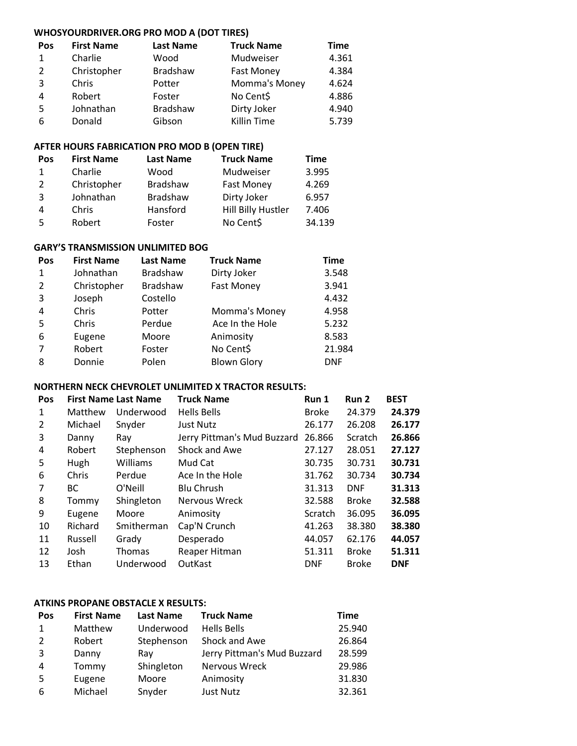**WHOSYOURDRIVER.ORG PRO MOD A (DOT TIRES)**

| Pos | First Name | Last Name | Truck Name | Time |
|---|---|---|---|---|
| 1 | Charlie | Wood | Mudweiser | 4.361 |
| 2 | Christopher | Bradshaw | Fast Money | 4.384 |
| 3 | Chris | Potter | Momma's Money | 4.624 |
| 4 | Robert | Foster | No Cent$ | 4.886 |
| 5 | Johnathan | Bradshaw | Dirty Joker | 4.940 |
| 6 | Donald | Gibson | Killin Time | 5.739 |

**AFTER HOURS FABRICATION PRO MOD B (OPEN TIRE)**

| Pos | First Name | Last Name | Truck Name | Time |
|---|---|---|---|---|
| 1 | Charlie | Wood | Mudweiser | 3.995 |
| 2 | Christopher | Bradshaw | Fast Money | 4.269 |
| 3 | Johnathan | Bradshaw | Dirty Joker | 6.957 |
| 4 | Chris | Hansford | Hill Billy Hustler | 7.406 |
| 5 | Robert | Foster | No Cent$ | 34.139 |

**GARY'S TRANSMISSION UNLIMITED BOG**

| Pos | First Name | Last Name | Truck Name | Time |
|---|---|---|---|---|
| 1 | Johnathan | Bradshaw | Dirty Joker | 3.548 |
| 2 | Christopher | Bradshaw | Fast Money | 3.941 |
| 3 | Joseph | Costello | | 4.432 |
| 4 | Chris | Potter | Momma's Money | 4.958 |
| 5 | Chris | Perdue | Ace In the Hole | 5.232 |
| 6 | Eugene | Moore | Animosity | 8.583 |
| 7 | Robert | Foster | No Cent$ | 21.984 |
| 8 | Donnie | Polen | Blown Glory | DNF |

**NORTHERN NECK CHEVROLET UNLIMITED X TRACTOR RESULTS:**

| Pos | First Name | Last Name | Truck Name | Run 1 | Run 2 | BEST |
|---|---|---|---|---|---|---|
| 1 | Matthew | Underwood | Hells Bells | Broke | 24.379 | **24.379** |
| 2 | Michael | Snyder | Just Nutz | 26.177 | 26.208 | **26.177** |
| 3 | Danny | Ray | Jerry Pittman's Mud Buzzard | 26.866 | Scratch | **26.866** |
| 4 | Robert | Stephenson | Shock and Awe | 27.127 | 28.051 | **27.127** |
| 5 | Hugh | Williams | Mud Cat | 30.735 | 30.731 | **30.731** |
| 6 | Chris | Perdue | Ace In the Hole | 31.762 | 30.734 | **30.734** |
| 7 | BC | O'Neill | Blu Chrush | 31.313 | DNF | **31.313** |
| 8 | Tommy | Shingleton | Nervous Wreck | 32.588 | Broke | **32.588** |
| 9 | Eugene | Moore | Animosity | Scratch | 36.095 | **36.095** |
| 10 | Richard | Smitherman | Cap'N Crunch | 41.263 | 38.380 | **38.380** |
| 11 | Russell | Grady | Desperado | 44.057 | 62.176 | **44.057** |
| 12 | Josh | Thomas | Reaper Hitman | 51.311 | Broke | **51.311** |
| 13 | Ethan | Underwood | OutKast | DNF | Broke | **DNF** |

**ATKINS PROPANE OBSTACLE X RESULTS:**

| Pos | First Name | Last Name | Truck Name | Time |
|---|---|---|---|---|
| 1 | Matthew | Underwood | Hells Bells | 25.940 |
| 2 | Robert | Stephenson | Shock and Awe | 26.864 |
| 3 | Danny | Ray | Jerry Pittman's Mud Buzzard | 28.599 |
| 4 | Tommy | Shingleton | Nervous Wreck | 29.986 |
| 5 | Eugene | Moore | Animosity | 31.830 |
| 6 | Michael | Snyder | Just Nutz | 32.361 |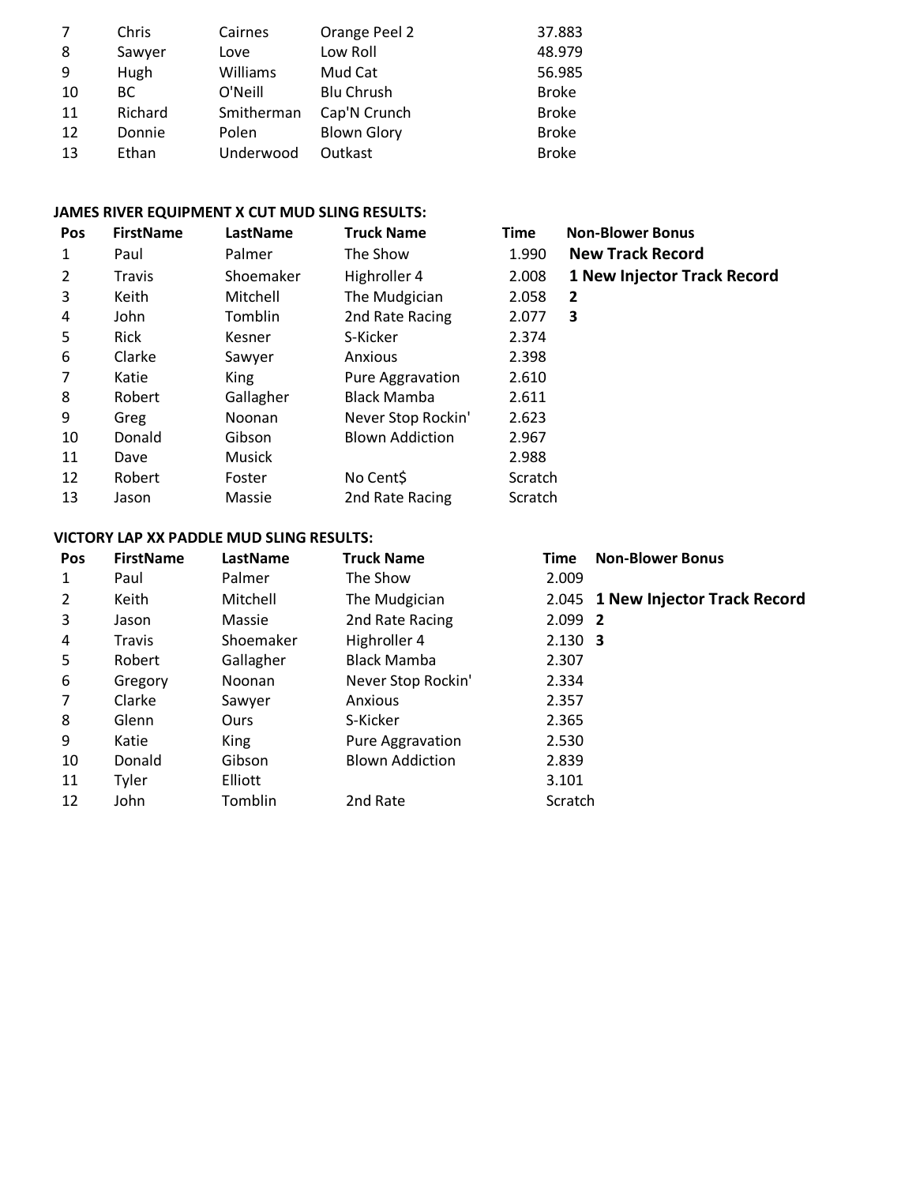| | | | | |
|---|---|---|---|---|
| 7 | Chris | Cairnes | Orange Peel 2 | 37.883 |
| 8 | Sawyer | Love | Low Roll | 48.979 |
| 9 | Hugh | Williams | Mud Cat | 56.985 |
| 10 | BC | O'Neill | Blu Chrush | Broke |
| 11 | Richard | Smitherman | Cap'N Crunch | Broke |
| 12 | Donnie | Polen | Blown Glory | Broke |
| 13 | Ethan | Underwood | Outkast | Broke |

**JAMES RIVER EQUIPMENT X CUT MUD SLING RESULTS:**

| Pos | FirstName | LastName | Truck Name | Time | Non-Blower Bonus |
|---|---|---|---|---|---|
| 1 | Paul | Palmer | The Show | 1.990 | **New Track Record** |
| 2 | Travis | Shoemaker | Highroller 4 | 2.008 | **1 New Injector Track Record** |
| 3 | Keith | Mitchell | The Mudgician | 2.058 | **2** |
| 4 | John | Tomblin | 2nd Rate Racing | 2.077 | **3** |
| 5 | Rick | Kesner | S-Kicker | 2.374 | |
| 6 | Clarke | Sawyer | Anxious | 2.398 | |
| 7 | Katie | King | Pure Aggravation | 2.610 | |
| 8 | Robert | Gallagher | Black Mamba | 2.611 | |
| 9 | Greg | Noonan | Never Stop Rockin' | 2.623 | |
| 10 | Donald | Gibson | Blown Addiction | 2.967 | |
| 11 | Dave | Musick | | 2.988 | |
| 12 | Robert | Foster | No Cent$ | Scratch | |
| 13 | Jason | Massie | 2nd Rate Racing | Scratch | |

**VICTORY LAP XX PADDLE MUD SLING RESULTS:**

| Pos | FirstName | LastName | Truck Name | Time | Non-Blower Bonus |
|---|---|---|---|---|---|
| 1 | Paul | Palmer | The Show | 2.009 | |
| 2 | Keith | Mitchell | The Mudgician | 2.045 | **1 New Injector Track Record** |
| 3 | Jason | Massie | 2nd Rate Racing | 2.099 | **2** |
| 4 | Travis | Shoemaker | Highroller 4 | 2.130 | **3** |
| 5 | Robert | Gallagher | Black Mamba | 2.307 | |
| 6 | Gregory | Noonan | Never Stop Rockin' | 2.334 | |
| 7 | Clarke | Sawyer | Anxious | 2.357 | |
| 8 | Glenn | Ours | S-Kicker | 2.365 | |
| 9 | Katie | King | Pure Aggravation | 2.530 | |
| 10 | Donald | Gibson | Blown Addiction | 2.839 | |
| 11 | Tyler | Elliott | | 3.101 | |
| 12 | John | Tomblin | 2nd Rate | Scratch | |